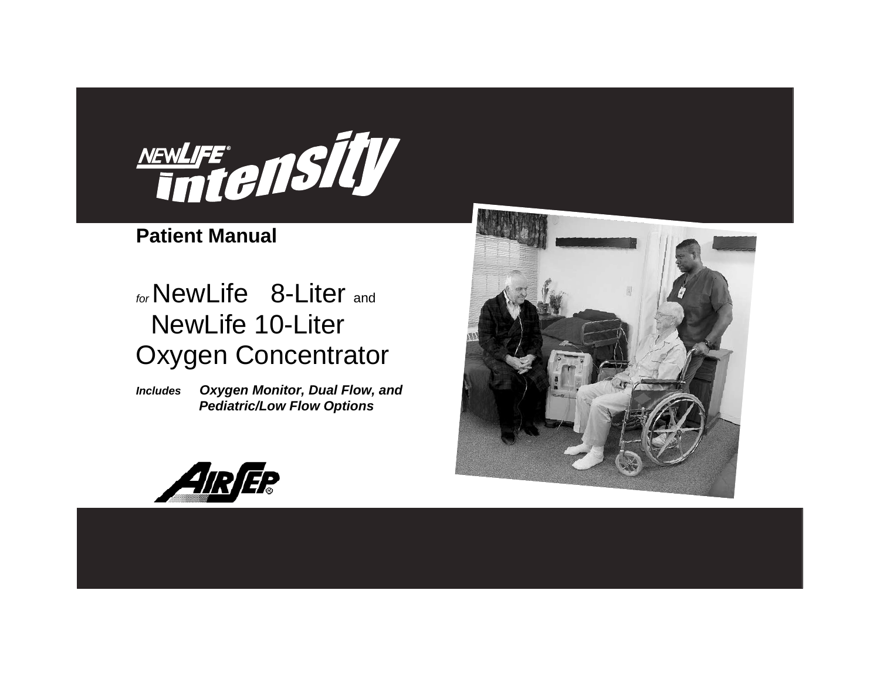# NEWLIFE® intensity

## Patient Manual

# *for* NewLife 8-Liter and NewLife 10-Liter Oxygen Concentrator

***Includes Oxygen Monitor, Dual Flow, and Pediatric/Low Flow Options***

AIRSEP®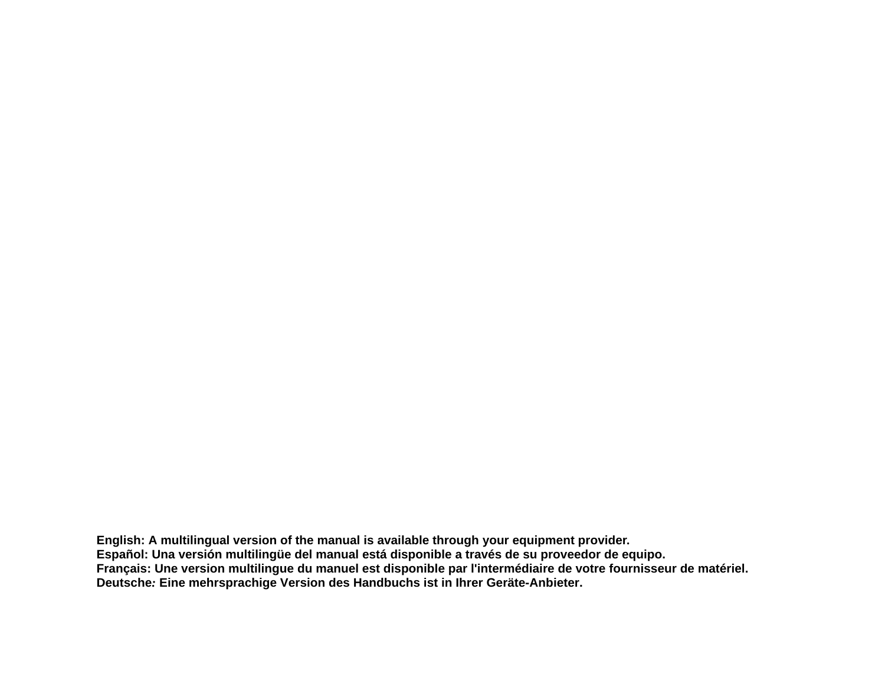**English: A multilingual version of the manual is available through your equipment provider.**
**Español: Una versión multilingüe del manual está disponible a través de su proveedor de equipo.**
**Français: Une version multilingue du manuel est disponible par l'intermédiaire de votre fournisseur de matériel.**
**Deutsche*:* Eine mehrsprachige Version des Handbuchs ist in Ihrer Geräte-Anbieter.**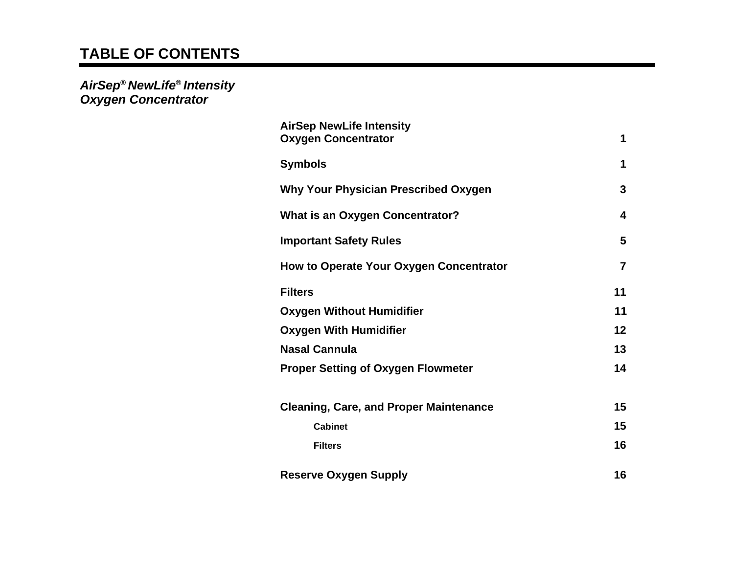# TABLE OF CONTENTS

***AirSep® NewLife® Intensity Oxygen Concentrator***

| | |
|---|---|
| **AirSep NewLife Intensity Oxygen Concentrator** | **1** |
| **Symbols** | **1** |
| **Why Your Physician Prescribed Oxygen** | **3** |
| **What is an Oxygen Concentrator?** | **4** |
| **Important Safety Rules** | **5** |
| **How to Operate Your Oxygen Concentrator** | **7** |
| **Filters** | **11** |
| **Oxygen Without Humidifier** | **11** |
| **Oxygen With Humidifier** | **12** |
| **Nasal Cannula** | **13** |
| **Proper Setting of Oxygen Flowmeter** | **14** |
| **Cleaning, Care, and Proper Maintenance** | **15** |
| &nbsp;&nbsp;&nbsp;&nbsp;**Cabinet** | **15** |
| &nbsp;&nbsp;&nbsp;&nbsp;**Filters** | **16** |
| **Reserve Oxygen Supply** | **16** |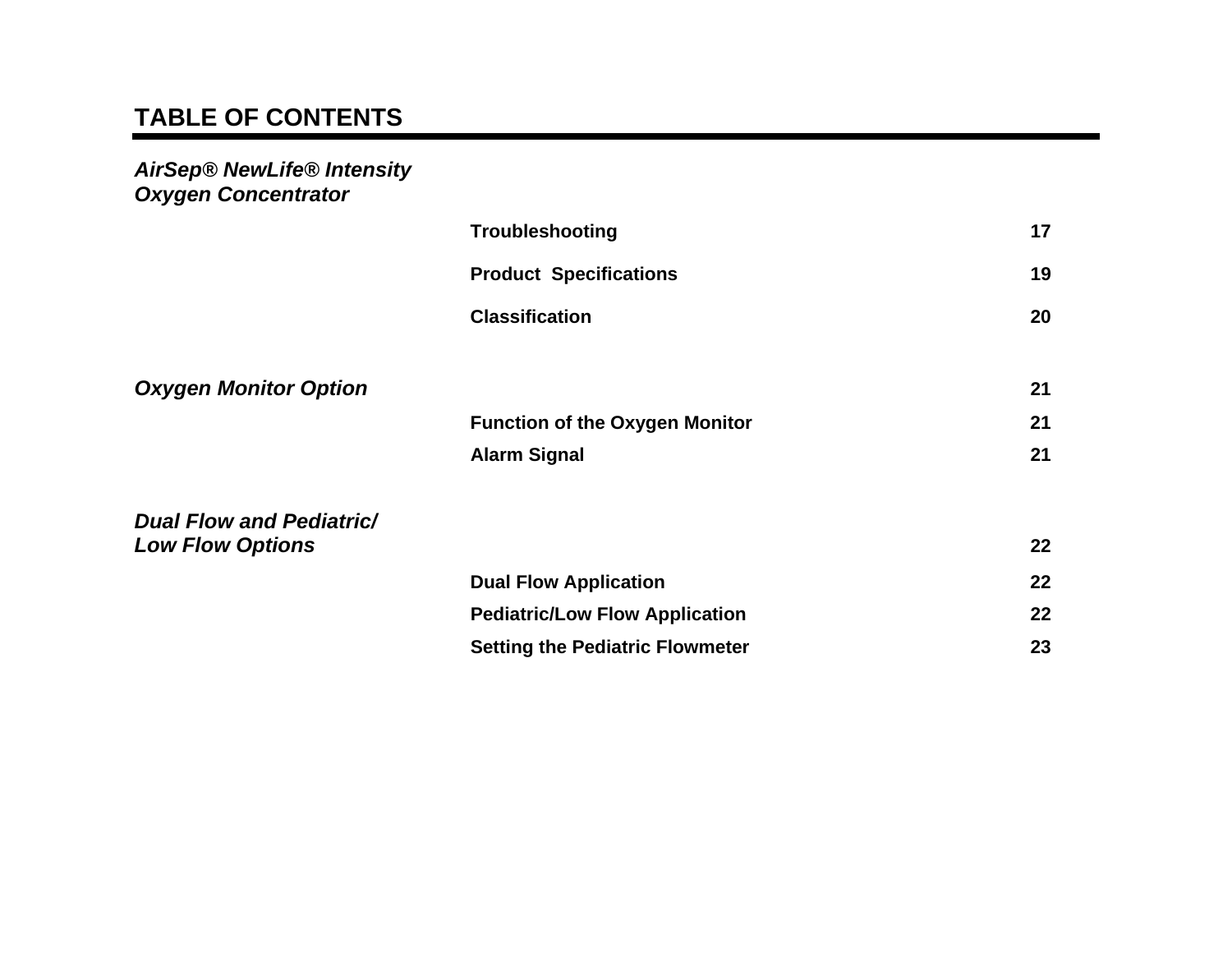## TABLE OF CONTENTS

| | | |
|---|---|---|
| ***AirSep® NewLife® Intensity Oxygen Concentrator*** | | |
| | **Troubleshooting** | **17** |
| | **Product Specifications** | **19** |
| | **Classification** | **20** |
| ***Oxygen Monitor Option*** | | **21** |
| | **Function of the Oxygen Monitor** | **21** |
| | **Alarm Signal** | **21** |
| ***Dual Flow and Pediatric/ Low Flow Options*** | | **22** |
| | **Dual Flow Application** | **22** |
| | **Pediatric/Low Flow Application** | **22** |
| | **Setting the Pediatric Flowmeter** | **23** |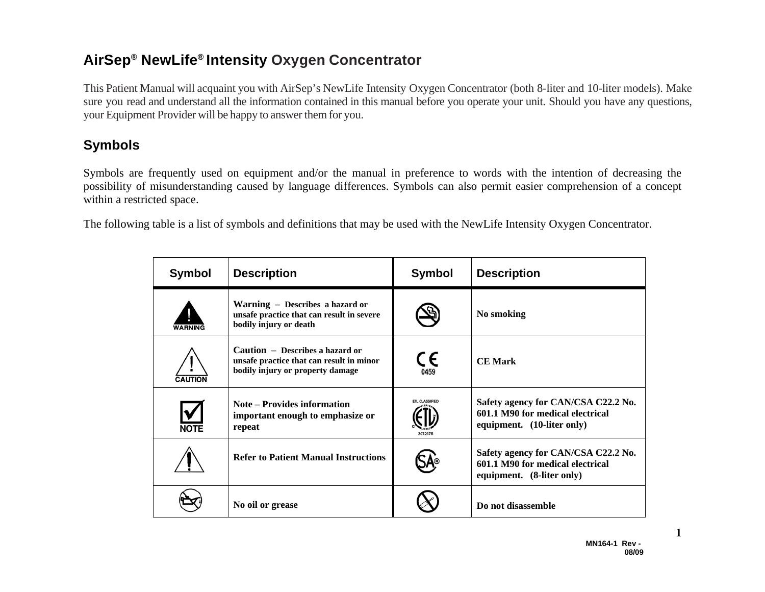## AirSep® NewLife® Intensity Oxygen Concentrator

This Patient Manual will acquaint you with AirSep's NewLife Intensity Oxygen Concentrator (both 8-liter and 10-liter models). Make sure you read and understand all the information contained in this manual before you operate your unit. Should you have any questions, your Equipment Provider will be happy to answer them for you.

## Symbols

Symbols are frequently used on equipment and/or the manual in preference to words with the intention of decreasing the possibility of misunderstanding caused by language differences. Symbols can also permit easier comprehension of a concept within a restricted space.

The following table is a list of symbols and definitions that may be used with the NewLife Intensity Oxygen Concentrator.

| Symbol | Description | Symbol | Description |
|---|---|---|---|
| WARNING | **Warning – Describes a hazard or unsafe practice that can result in severe bodily injury or death** | | **No smoking** |
| CAUTION | **Caution – Describes a hazard or unsafe practice that can result in minor bodily injury or property damage** | CE 0459 | **CE Mark** |
| NOTE | **Note – Provides information important enough to emphasize or repeat** | ETL CLASSIFIED 3072375 | **Safety agency for CAN/CSA C22.2 No. 601.1 M90 for medical electrical equipment. (10-liter only)** |
| | **Refer to Patient Manual Instructions** | SA® | **Safety agency for CAN/CSA C22.2 No. 601.1 M90 for medical electrical equipment. (8-liter only)** |
| | **No oil or grease** | | **Do not disassemble** |

MN164-1 Rev - 08/09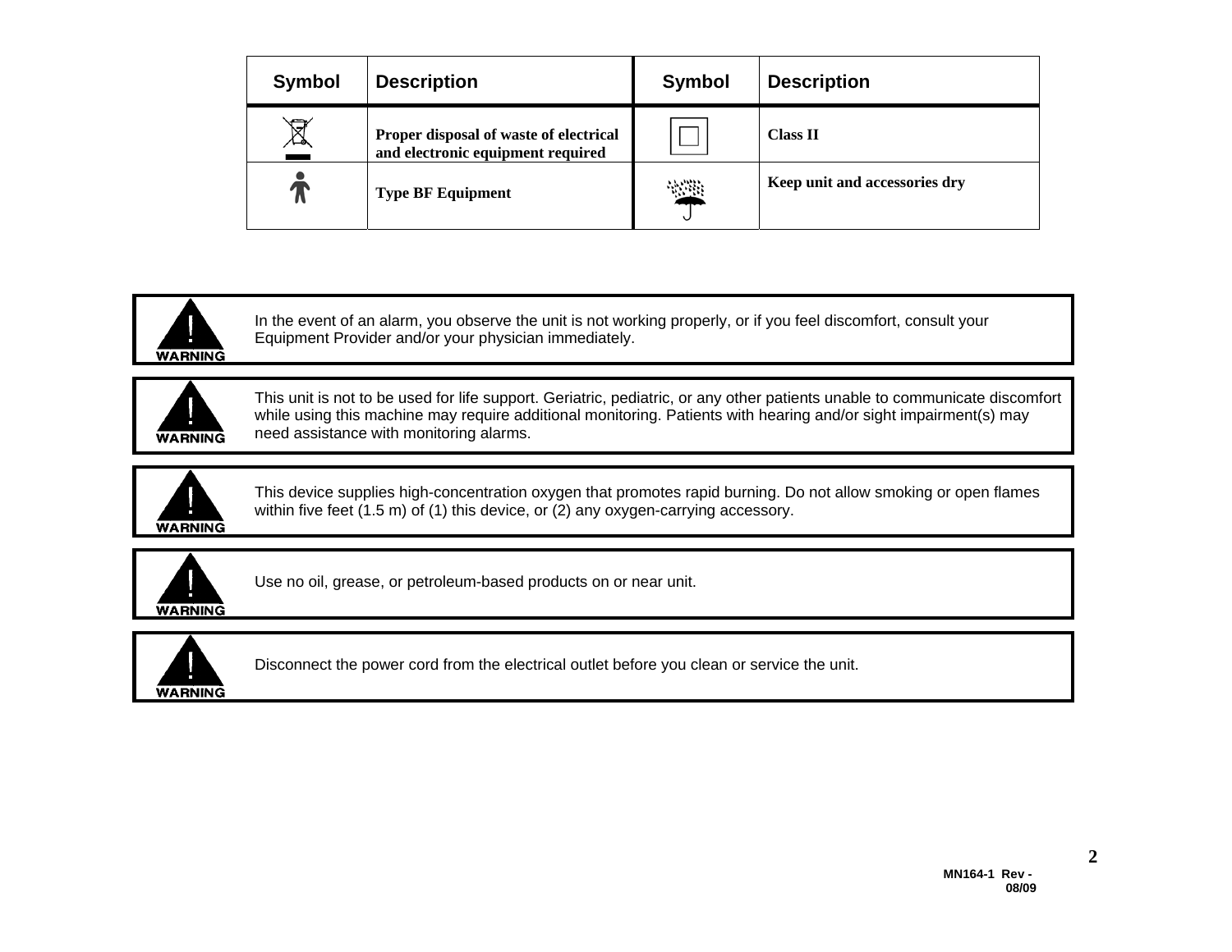| Symbol | Description | Symbol | Description |
|---|---|---|---|
| | **Proper disposal of waste of electrical and electronic equipment required** | | **Class II** |
| | **Type BF Equipment** | | **Keep unit and accessories dry** |

**WARNING**

In the event of an alarm, you observe the unit is not working properly, or if you feel discomfort, consult your Equipment Provider and/or your physician immediately.

**WARNING**

This unit is not to be used for life support. Geriatric, pediatric, or any other patients unable to communicate discomfort while using this machine may require additional monitoring. Patients with hearing and/or sight impairment(s) may need assistance with monitoring alarms.

**WARNING**

This device supplies high-concentration oxygen that promotes rapid burning. Do not allow smoking or open flames within five feet (1.5 m) of (1) this device, or (2) any oxygen-carrying accessory.

**WARNING**

Use no oil, grease, or petroleum-based products on or near unit.

**WARNING**

Disconnect the power cord from the electrical outlet before you clean or service the unit.

MN164-1 Rev - 08/09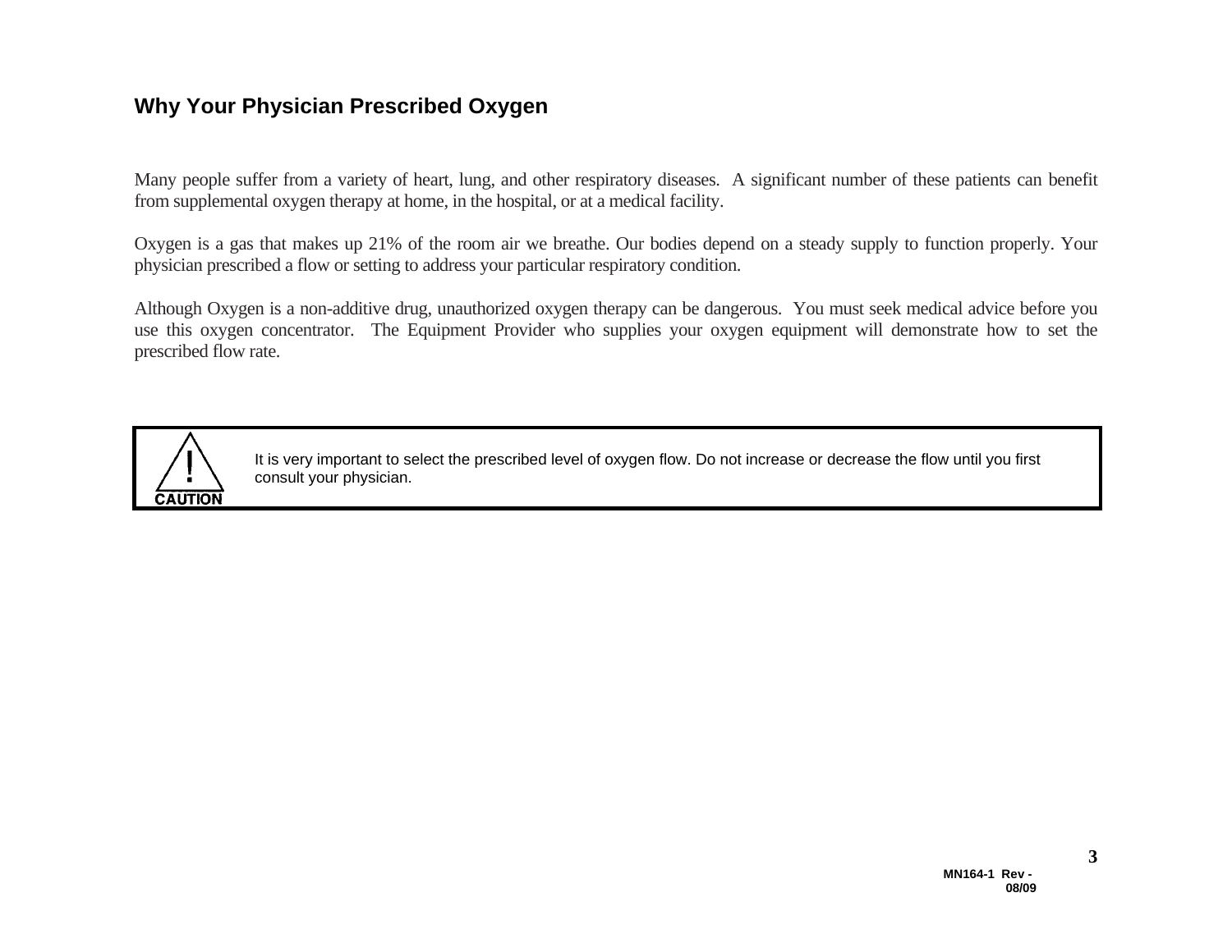## Why Your Physician Prescribed Oxygen

Many people suffer from a variety of heart, lung, and other respiratory diseases. A significant number of these patients can benefit from supplemental oxygen therapy at home, in the hospital, or at a medical facility.

Oxygen is a gas that makes up 21% of the room air we breathe. Our bodies depend on a steady supply to function properly. Your physician prescribed a flow or setting to address your particular respiratory condition.

Although Oxygen is a non-additive drug, unauthorized oxygen therapy can be dangerous. You must seek medical advice before you use this oxygen concentrator. The Equipment Provider who supplies your oxygen equipment will demonstrate how to set the prescribed flow rate.

| CAUTION | It is very important to select the prescribed level of oxygen flow. Do not increase or decrease the flow until you first consult your physician. |
| --- | --- |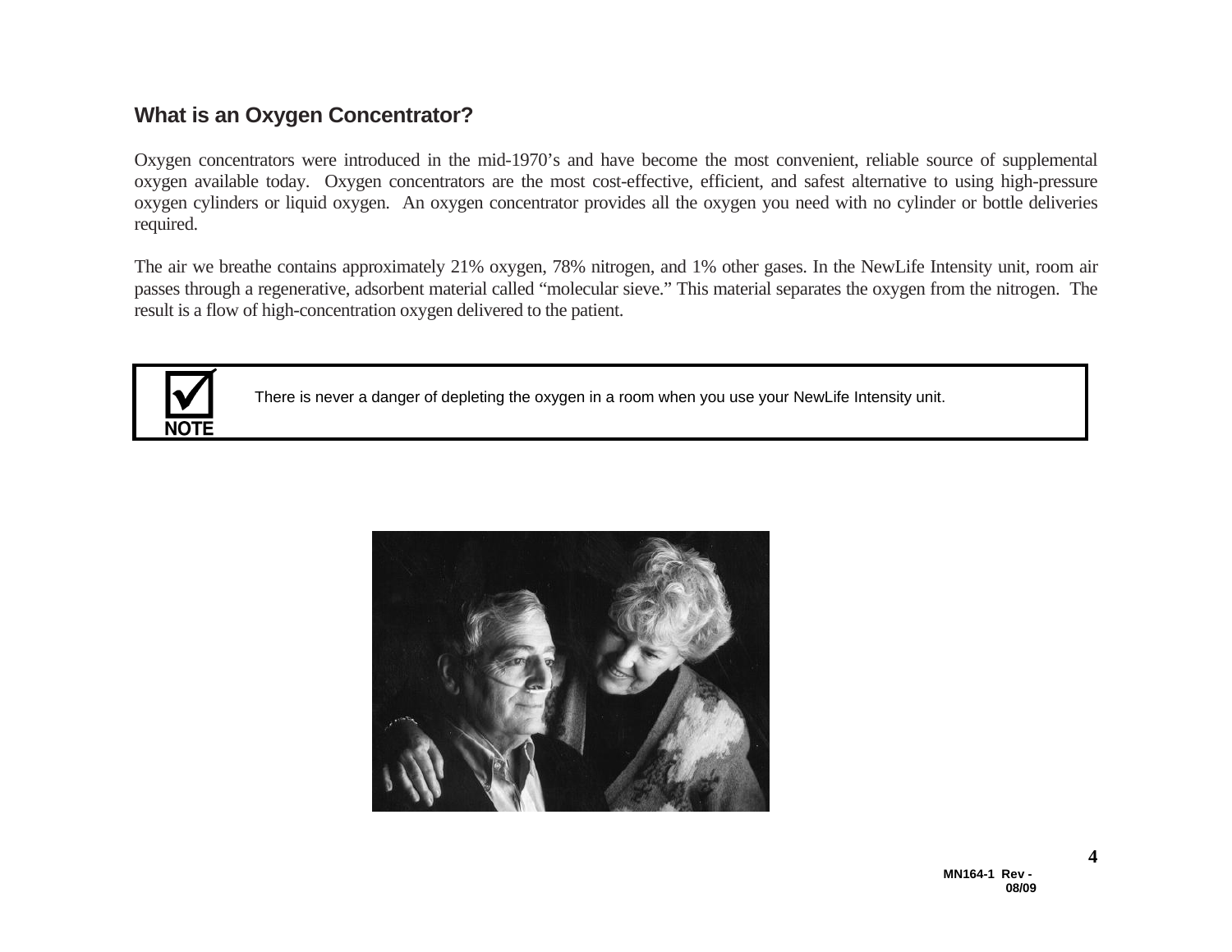## What is an Oxygen Concentrator?

Oxygen concentrators were introduced in the mid-1970's and have become the most convenient, reliable source of supplemental oxygen available today. Oxygen concentrators are the most cost-effective, efficient, and safest alternative to using high-pressure oxygen cylinders or liquid oxygen. An oxygen concentrator provides all the oxygen you need with no cylinder or bottle deliveries required.

The air we breathe contains approximately 21% oxygen, 78% nitrogen, and 1% other gases. In the NewLife Intensity unit, room air passes through a regenerative, adsorbent material called "molecular sieve." This material separates the oxygen from the nitrogen. The result is a flow of high-concentration oxygen delivered to the patient.

> **NOTE:** There is never a danger of depleting the oxygen in a room when you use your NewLife Intensity unit.

MN164-1 Rev - 08/09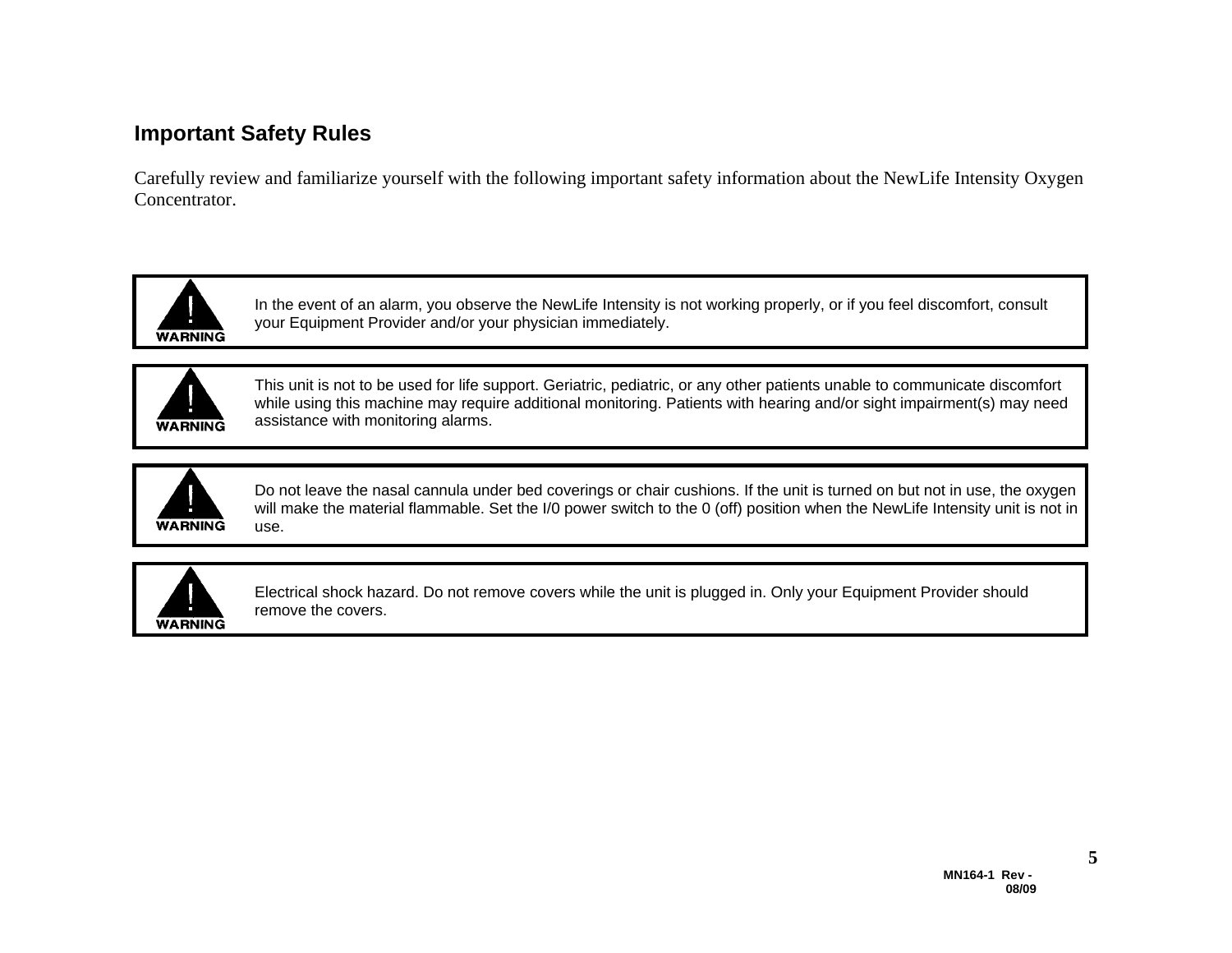## Important Safety Rules

Carefully review and familiarize yourself with the following important safety information about the NewLife Intensity Oxygen Concentrator.

**WARNING**

In the event of an alarm, you observe the NewLife Intensity is not working properly, or if you feel discomfort, consult your Equipment Provider and/or your physician immediately.

**WARNING**

This unit is not to be used for life support. Geriatric, pediatric, or any other patients unable to communicate discomfort while using this machine may require additional monitoring. Patients with hearing and/or sight impairment(s) may need assistance with monitoring alarms.

**WARNING**

Do not leave the nasal cannula under bed coverings or chair cushions. If the unit is turned on but not in use, the oxygen will make the material flammable. Set the I/0 power switch to the 0 (off) position when the NewLife Intensity unit is not in use.

**WARNING**

Electrical shock hazard. Do not remove covers while the unit is plugged in. Only your Equipment Provider should remove the covers.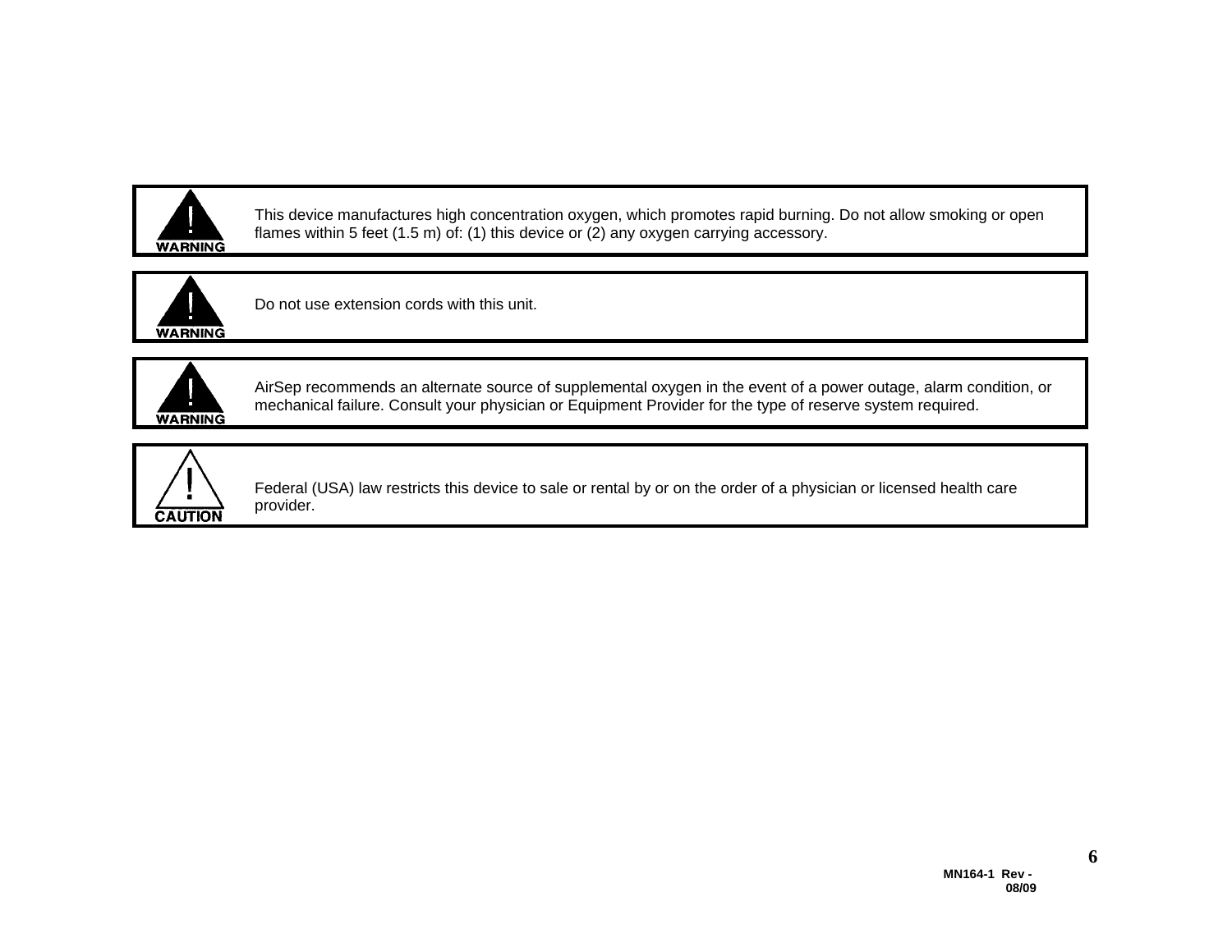**WARNING**

This device manufactures high concentration oxygen, which promotes rapid burning. Do not allow smoking or open flames within 5 feet (1.5 m) of: (1) this device or (2) any oxygen carrying accessory.

**WARNING**

Do not use extension cords with this unit.

**WARNING**

AirSep recommends an alternate source of supplemental oxygen in the event of a power outage, alarm condition, or mechanical failure. Consult your physician or Equipment Provider for the type of reserve system required.

**CAUTION**

Federal (USA) law restricts this device to sale or rental by or on the order of a physician or licensed health care provider.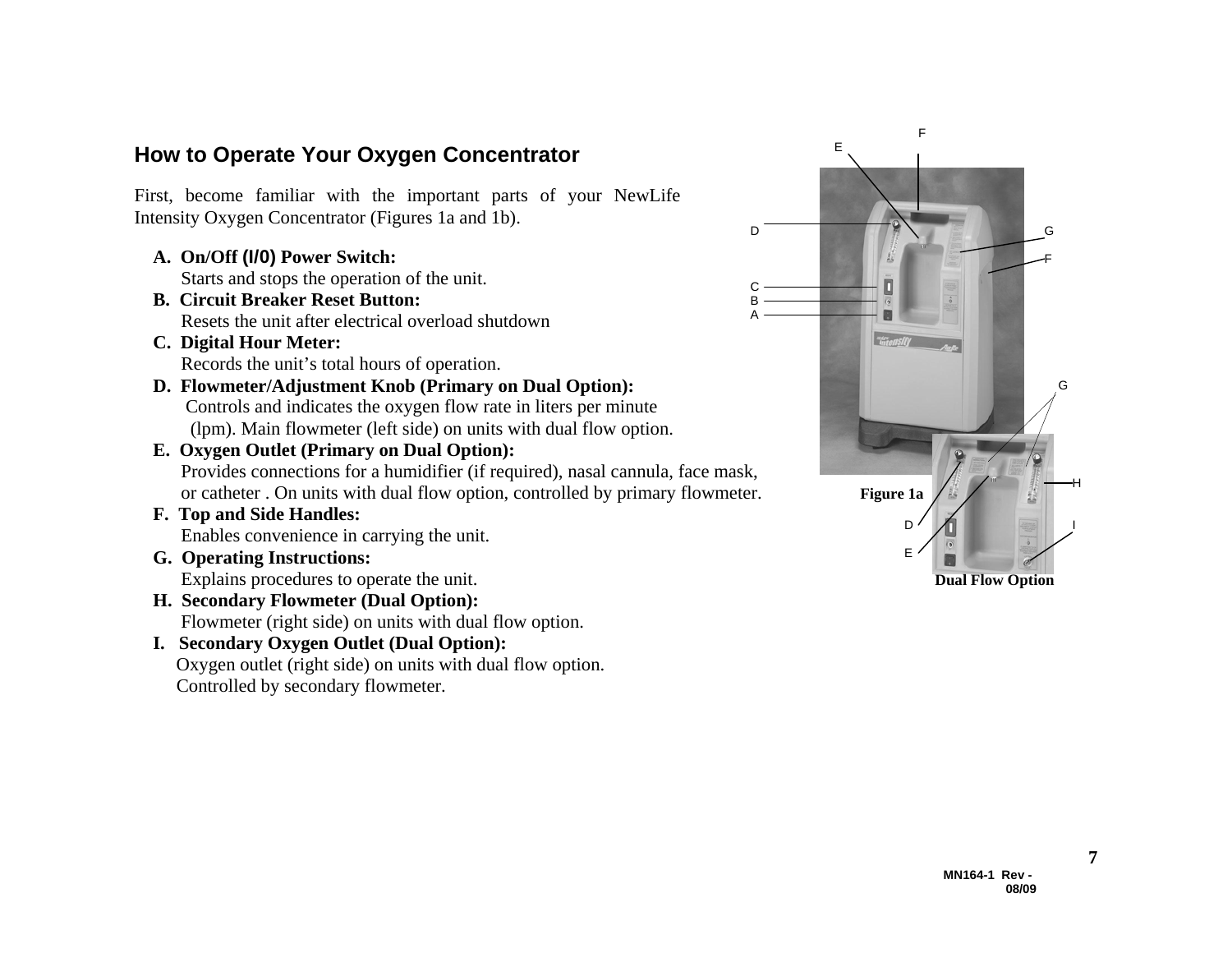## How to Operate Your Oxygen Concentrator

First, become familiar with the important parts of your NewLife Intensity Oxygen Concentrator (Figures 1a and 1b).

- **A. On/Off (I/0) Power Switch:**
  Starts and stops the operation of the unit.
- **B. Circuit Breaker Reset Button:**
  Resets the unit after electrical overload shutdown
- **C. Digital Hour Meter:**
  Records the unit's total hours of operation.
- **D. Flowmeter/Adjustment Knob (Primary on Dual Option):**
  Controls and indicates the oxygen flow rate in liters per minute (lpm). Main flowmeter (left side) on units with dual flow option.
- **E. Oxygen Outlet (Primary on Dual Option):**
  Provides connections for a humidifier (if required), nasal cannula, face mask, or catheter . On units with dual flow option, controlled by primary flowmeter.
- **F. Top and Side Handles:**
  Enables convenience in carrying the unit.
- **G. Operating Instructions:**
  Explains procedures to operate the unit.
- **H. Secondary Flowmeter (Dual Option):**
  Flowmeter (right side) on units with dual flow option.
- **I. Secondary Oxygen Outlet (Dual Option):**
  Oxygen outlet (right side) on units with dual flow option. Controlled by secondary flowmeter.

**Figure 1a**

**Dual Flow Option**

MN164-1 Rev - 08/09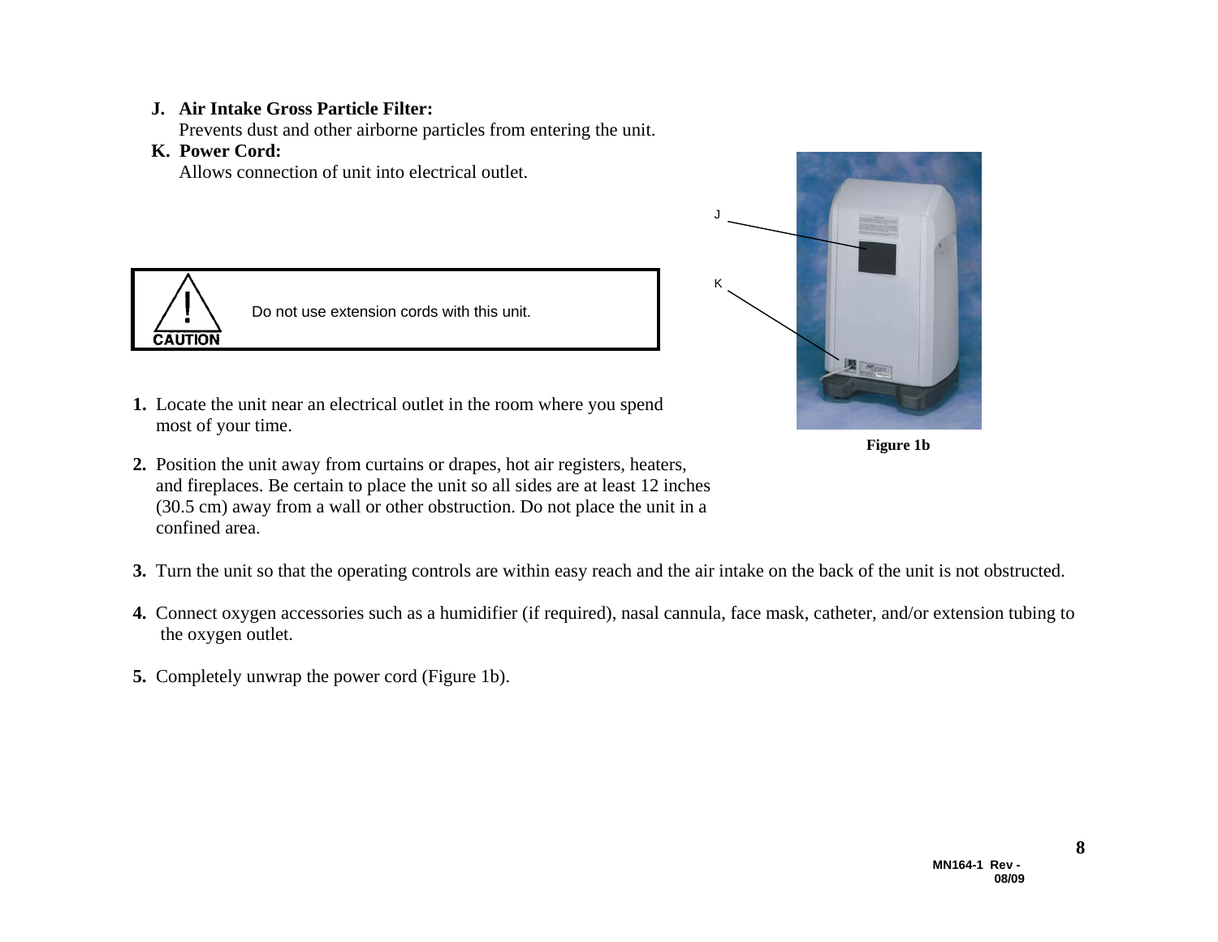**J. Air Intake Gross Particle Filter:**
Prevents dust and other airborne particles from entering the unit.

**K. Power Cord:**
Allows connection of unit into electrical outlet.

> **CAUTION**
> Do not use extension cords with this unit.

**Figure 1b**

1. Locate the unit near an electrical outlet in the room where you spend most of your time.

2. Position the unit away from curtains or drapes, hot air registers, heaters, and fireplaces. Be certain to place the unit so all sides are at least 12 inches (30.5 cm) away from a wall or other obstruction. Do not place the unit in a confined area.

3. Turn the unit so that the operating controls are within easy reach and the air intake on the back of the unit is not obstructed.

4. Connect oxygen accessories such as a humidifier (if required), nasal cannula, face mask, catheter, and/or extension tubing to the oxygen outlet.

5. Completely unwrap the power cord (Figure 1b).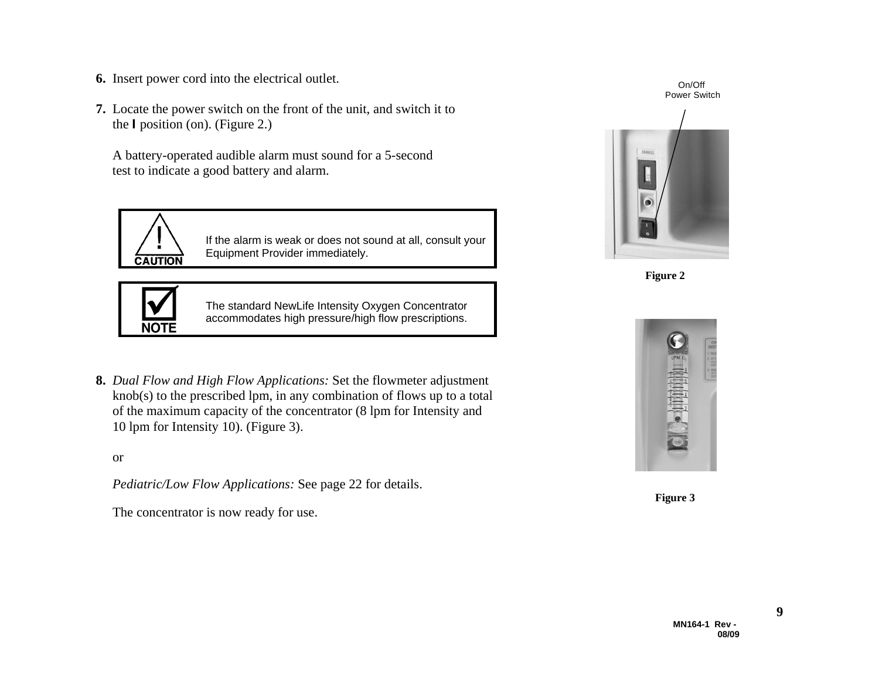6. Insert power cord into the electrical outlet.

7. Locate the power switch on the front of the unit, and switch it to the **I** position (on). (Figure 2.)

   A battery-operated audible alarm must sound for a 5-second test to indicate a good battery and alarm.

> **CAUTION**
>
> If the alarm is weak or does not sound at all, consult your Equipment Provider immediately.

> **NOTE**
>
> The standard NewLife Intensity Oxygen Concentrator accommodates high pressure/high flow prescriptions.

8. *Dual Flow and High Flow Applications:* Set the flowmeter adjustment knob(s) to the prescribed lpm, in any combination of flows up to a total of the maximum capacity of the concentrator (8 lpm for Intensity and 10 lpm for Intensity 10). (Figure 3).

   or

   *Pediatric/Low Flow Applications:* See page 22 for details.

   The concentrator is now ready for use.

On/Off Power Switch

**Figure 2**

**Figure 3**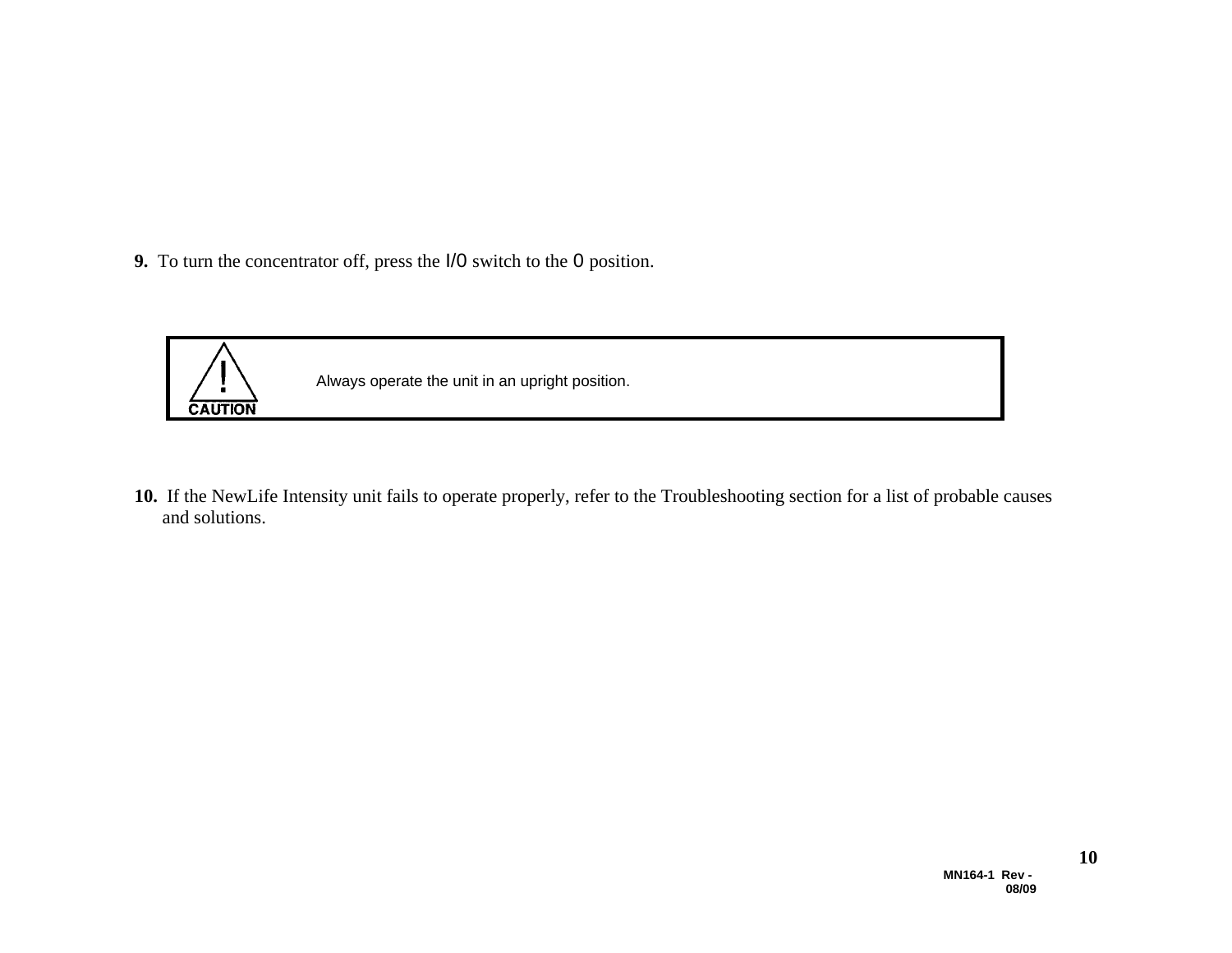**9.** To turn the concentrator off, press the I/O switch to the O position.

| CAUTION | Always operate the unit in an upright position. |
| --- | --- |

**10.** If the NewLife Intensity unit fails to operate properly, refer to the Troubleshooting section for a list of probable causes and solutions.

MN164-1 Rev - 08/09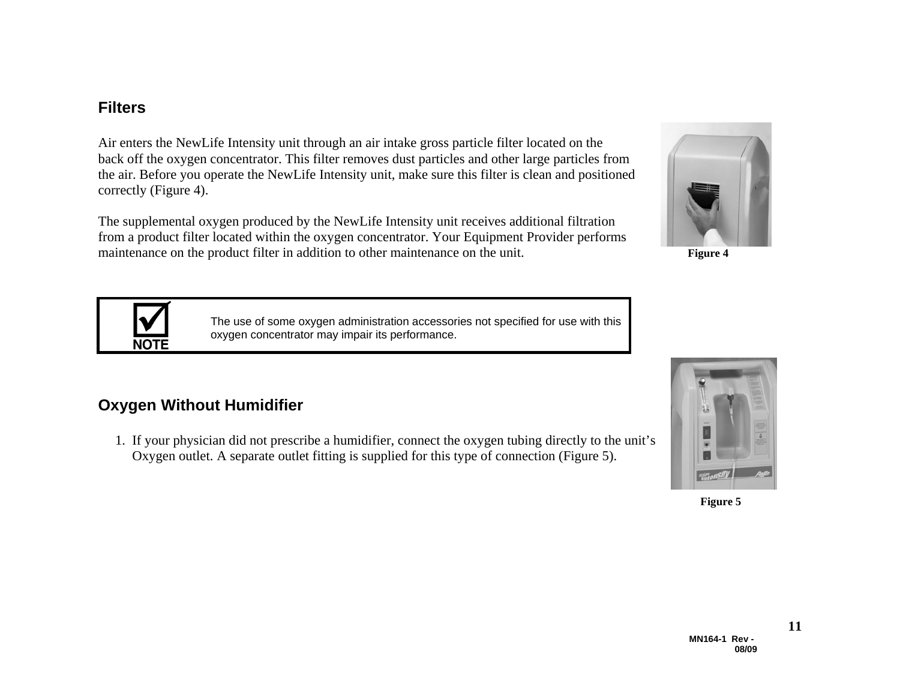## Filters

Air enters the NewLife Intensity unit through an air intake gross particle filter located on the back off the oxygen concentrator. This filter removes dust particles and other large particles from the air. Before you operate the NewLife Intensity unit, make sure this filter is clean and positioned correctly (Figure 4).

The supplemental oxygen produced by the NewLife Intensity unit receives additional filtration from a product filter located within the oxygen concentrator. Your Equipment Provider performs maintenance on the product filter in addition to other maintenance on the unit.

Figure 4

| NOTE | The use of some oxygen administration accessories not specified for use with this oxygen concentrator may impair its performance. |
|---|---|

## Oxygen Without Humidifier

1. If your physician did not prescribe a humidifier, connect the oxygen tubing directly to the unit's Oxygen outlet. A separate outlet fitting is supplied for this type of connection (Figure 5).

Figure 5

MN164-1 Rev - 08/09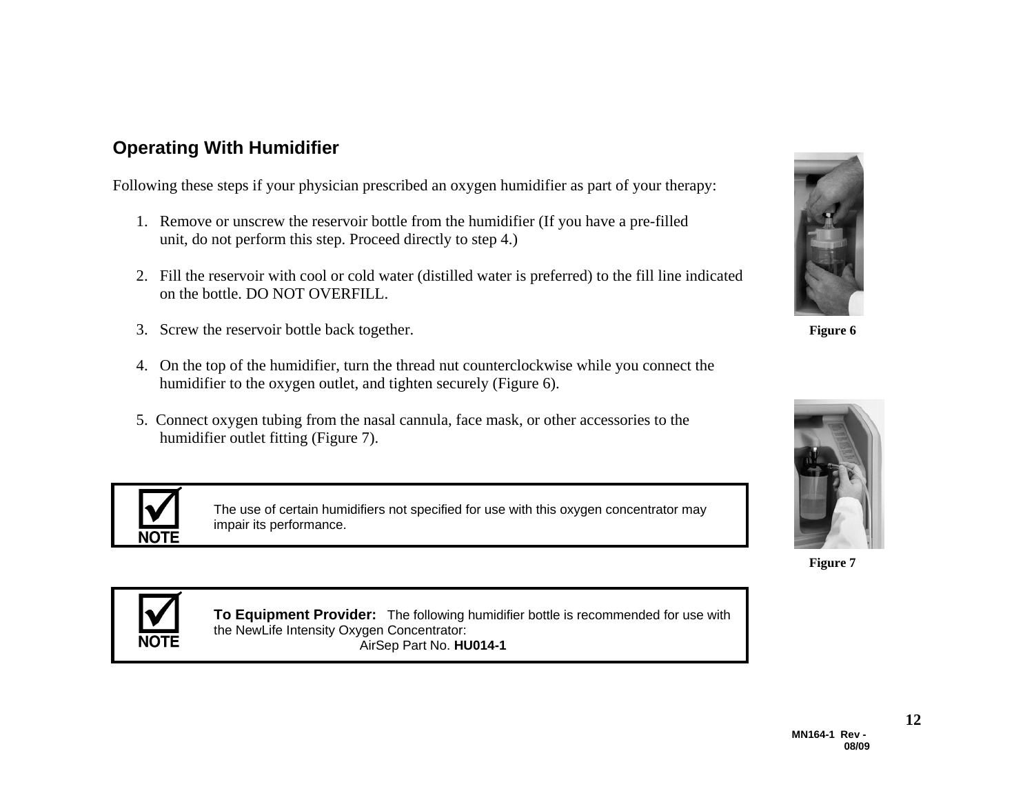## Operating With Humidifier

Following these steps if your physician prescribed an oxygen humidifier as part of your therapy:

1. Remove or unscrew the reservoir bottle from the humidifier (If you have a pre-filled unit, do not perform this step. Proceed directly to step 4.)

2. Fill the reservoir with cool or cold water (distilled water is preferred) to the fill line indicated on the bottle. DO NOT OVERFILL.

3. Screw the reservoir bottle back together.

4. On the top of the humidifier, turn the thread nut counterclockwise while you connect the humidifier to the oxygen outlet, and tighten securely (Figure 6).

5. Connect oxygen tubing from the nasal cannula, face mask, or other accessories to the humidifier outlet fitting (Figure 7).

**Figure 6**

**Figure 7**

> **NOTE**
>
> The use of certain humidifiers not specified for use with this oxygen concentrator may impair its performance.

> **NOTE**
>
> **To Equipment Provider:** The following humidifier bottle is recommended for use with the NewLife Intensity Oxygen Concentrator:
>
> AirSep Part No. **HU014-1**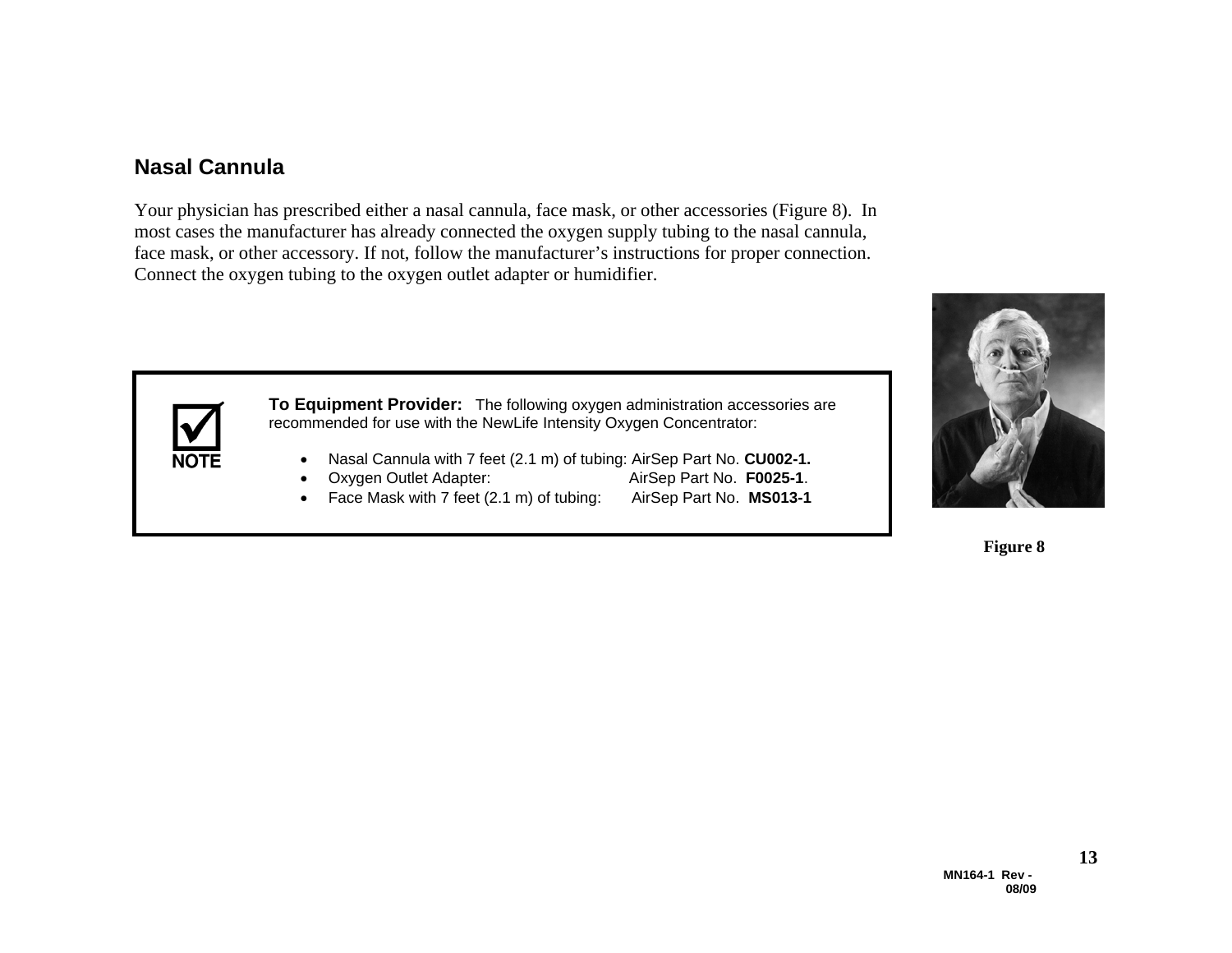## Nasal Cannula

Your physician has prescribed either a nasal cannula, face mask, or other accessories (Figure 8). In most cases the manufacturer has already connected the oxygen supply tubing to the nasal cannula, face mask, or other accessory. If not, follow the manufacturer's instructions for proper connection. Connect the oxygen tubing to the oxygen outlet adapter or humidifier.

**NOTE**

**To Equipment Provider:** The following oxygen administration accessories are recommended for use with the NewLife Intensity Oxygen Concentrator:

- Nasal Cannula with 7 feet (2.1 m) of tubing: AirSep Part No. **CU002-1.**
- Oxygen Outlet Adapter: AirSep Part No. **F0025-1**.
- Face Mask with 7 feet (2.1 m) of tubing: AirSep Part No. **MS013-1**

**Figure 8**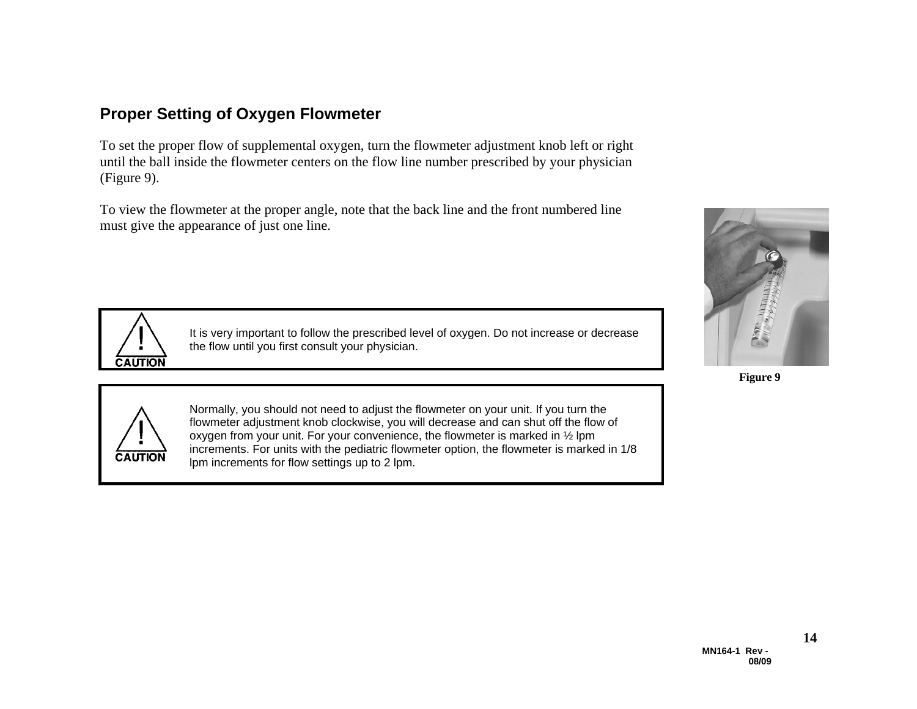## Proper Setting of Oxygen Flowmeter

To set the proper flow of supplemental oxygen, turn the flowmeter adjustment knob left or right until the ball inside the flowmeter centers on the flow line number prescribed by your physician (Figure 9).

To view the flowmeter at the proper angle, note that the back line and the front numbered line must give the appearance of just one line.

**CAUTION**

It is very important to follow the prescribed level of oxygen. Do not increase or decrease the flow until you first consult your physician.

**CAUTION**

Normally, you should not need to adjust the flowmeter on your unit. If you turn the flowmeter adjustment knob clockwise, you will decrease and can shut off the flow of oxygen from your unit. For your convenience, the flowmeter is marked in ½ lpm increments. For units with the pediatric flowmeter option, the flowmeter is marked in 1/8 lpm increments for flow settings up to 2 lpm.

**Figure 9**

MN164-1 Rev - 08/09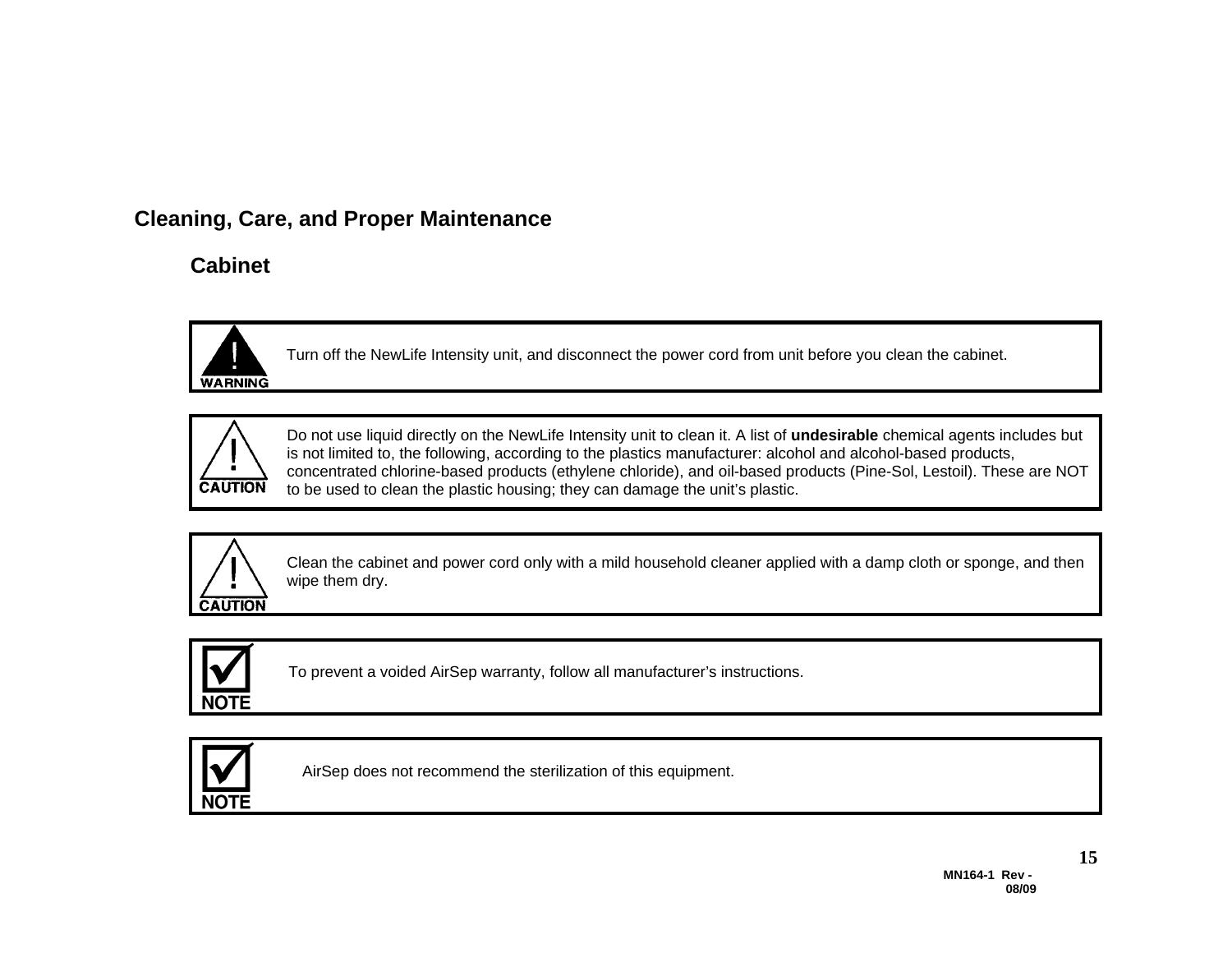## Cleaning, Care, and Proper Maintenance

### Cabinet

**WARNING**

Turn off the NewLife Intensity unit, and disconnect the power cord from unit before you clean the cabinet.

**CAUTION**

Do not use liquid directly on the NewLife Intensity unit to clean it. A list of **undesirable** chemical agents includes but is not limited to, the following, according to the plastics manufacturer: alcohol and alcohol-based products, concentrated chlorine-based products (ethylene chloride), and oil-based products (Pine-Sol, Lestoil). These are NOT to be used to clean the plastic housing; they can damage the unit's plastic.

**CAUTION**

Clean the cabinet and power cord only with a mild household cleaner applied with a damp cloth or sponge, and then wipe them dry.

**NOTE**

To prevent a voided AirSep warranty, follow all manufacturer's instructions.

**NOTE**

AirSep does not recommend the sterilization of this equipment.

MN164-1 Rev - 08/09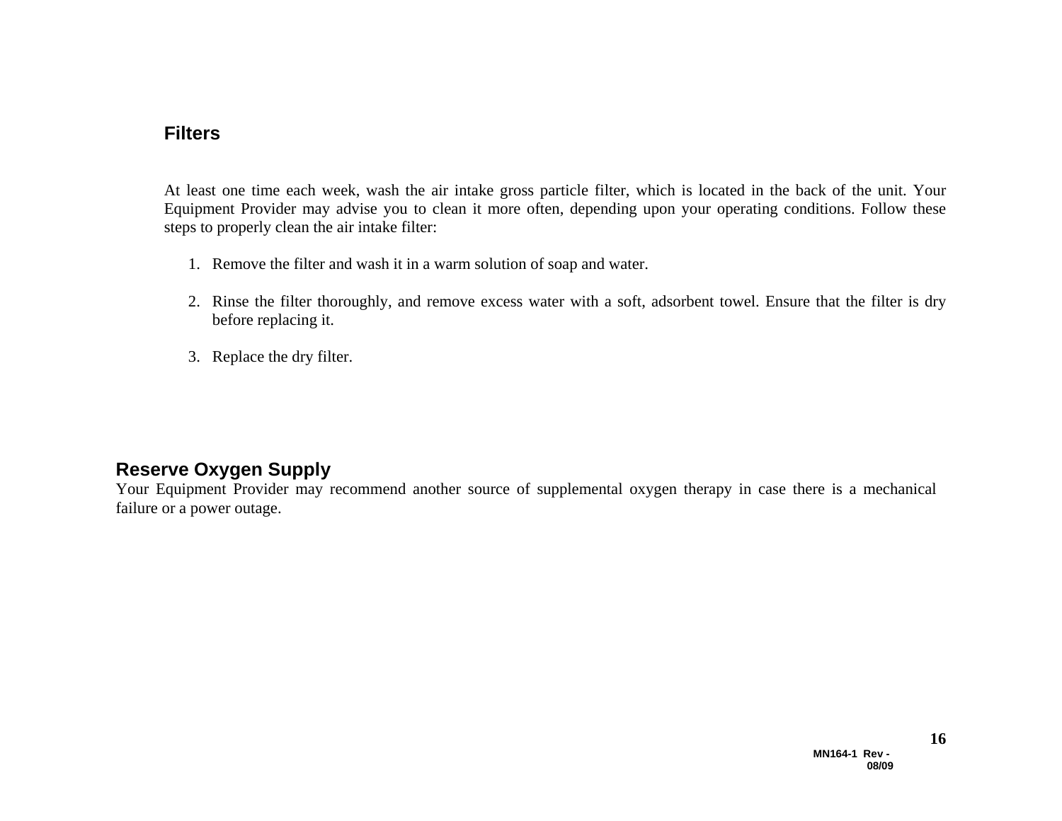## Filters

At least one time each week, wash the air intake gross particle filter, which is located in the back of the unit. Your Equipment Provider may advise you to clean it more often, depending upon your operating conditions. Follow these steps to properly clean the air intake filter:

1. Remove the filter and wash it in a warm solution of soap and water.

2. Rinse the filter thoroughly, and remove excess water with a soft, adsorbent towel. Ensure that the filter is dry before replacing it.

3. Replace the dry filter.

## Reserve Oxygen Supply

Your Equipment Provider may recommend another source of supplemental oxygen therapy in case there is a mechanical failure or a power outage.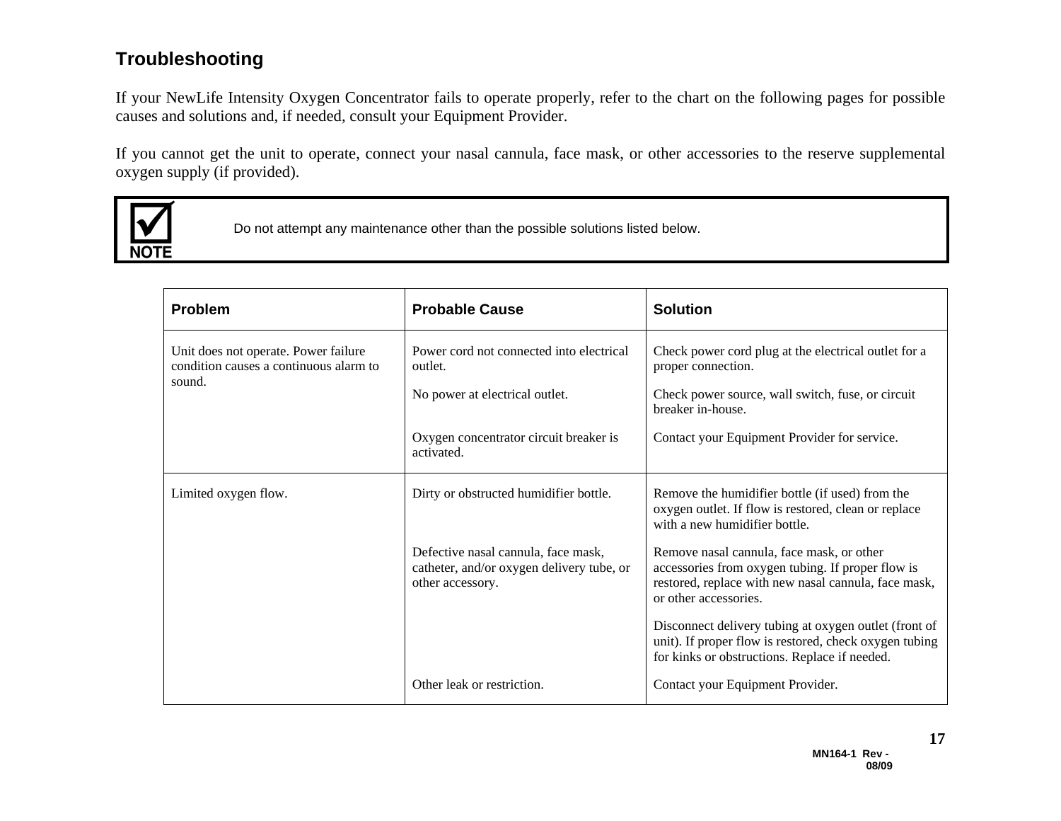## Troubleshooting

If your NewLife Intensity Oxygen Concentrator fails to operate properly, refer to the chart on the following pages for possible causes and solutions and, if needed, consult your Equipment Provider.

If you cannot get the unit to operate, connect your nasal cannula, face mask, or other accessories to the reserve supplemental oxygen supply (if provided).

> **NOTE**
> Do not attempt any maintenance other than the possible solutions listed below.

| Problem | Probable Cause | Solution |
|---|---|---|
| Unit does not operate. Power failure condition causes a continuous alarm to sound. | Power cord not connected into electrical outlet. | Check power cord plug at the electrical outlet for a proper connection. |
| | No power at electrical outlet. | Check power source, wall switch, fuse, or circuit breaker in-house. |
| | Oxygen concentrator circuit breaker is activated. | Contact your Equipment Provider for service. |
| Limited oxygen flow. | Dirty or obstructed humidifier bottle. | Remove the humidifier bottle (if used) from the oxygen outlet. If flow is restored, clean or replace with a new humidifier bottle. |
| | Defective nasal cannula, face mask, catheter, and/or oxygen delivery tube, or other accessory. | Remove nasal cannula, face mask, or other accessories from oxygen tubing. If proper flow is restored, replace with new nasal cannula, face mask, or other accessories. |
| | | Disconnect delivery tubing at oxygen outlet (front of unit). If proper flow is restored, check oxygen tubing for kinks or obstructions. Replace if needed. |
| | Other leak or restriction. | Contact your Equipment Provider. |

MN164-1 Rev - 08/09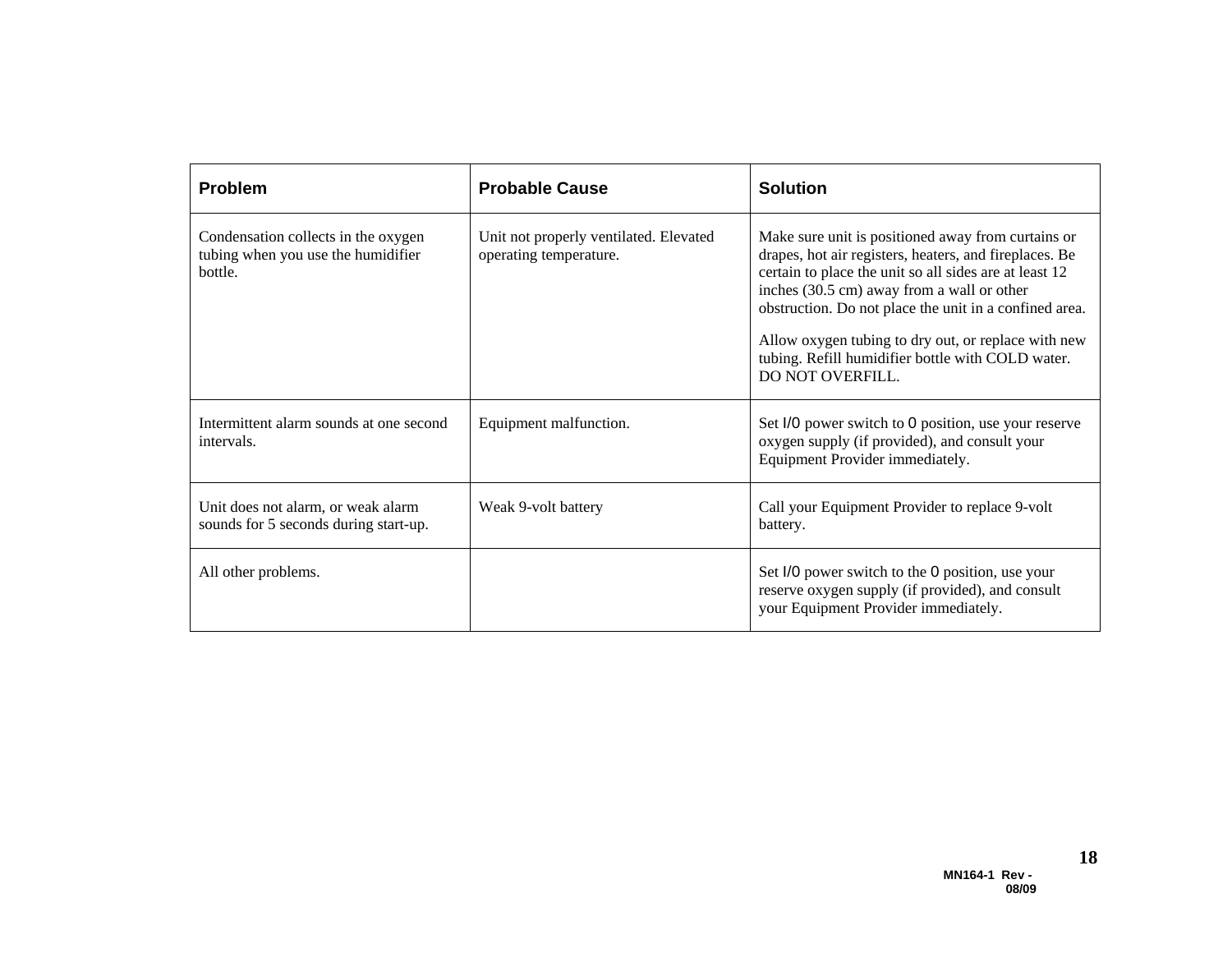| Problem | Probable Cause | Solution |
| --- | --- | --- |
| Condensation collects in the oxygen tubing when you use the humidifier bottle. | Unit not properly ventilated. Elevated operating temperature. | Make sure unit is positioned away from curtains or drapes, hot air registers, heaters, and fireplaces. Be certain to place the unit so all sides are at least 12 inches (30.5 cm) away from a wall or other obstruction. Do not place the unit in a confined area.<br><br>Allow oxygen tubing to dry out, or replace with new tubing. Refill humidifier bottle with COLD water. DO NOT OVERFILL. |
| Intermittent alarm sounds at one second intervals. | Equipment malfunction. | Set I/O power switch to O position, use your reserve oxygen supply (if provided), and consult your Equipment Provider immediately. |
| Unit does not alarm, or weak alarm sounds for 5 seconds during start-up. | Weak 9-volt battery | Call your Equipment Provider to replace 9-volt battery. |
| All other problems. | | Set I/O power switch to the O position, use your reserve oxygen supply (if provided), and consult your Equipment Provider immediately. |

MN164-1 Rev - 08/09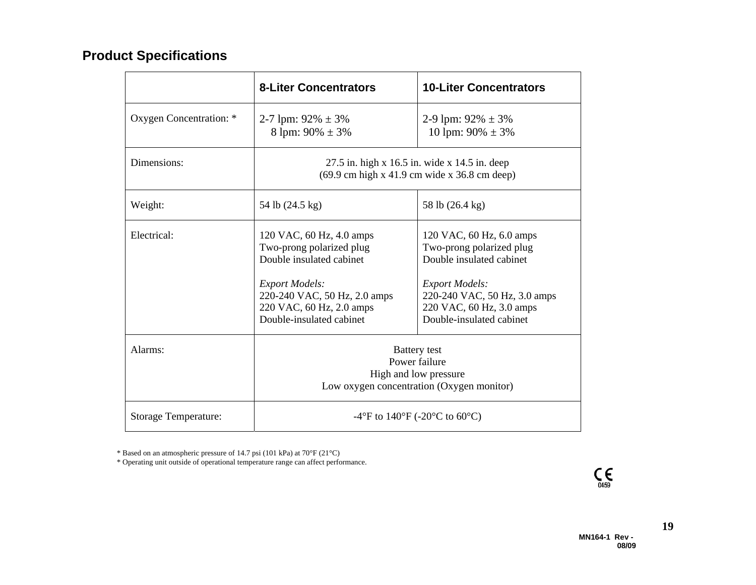## Product Specifications

| | 8-Liter Concentrators | 10-Liter Concentrators |
|---|---|---|
| Oxygen Concentration: * | 2-7 lpm: 92% ± 3%<br>8 lpm: 90% ± 3% | 2-9 lpm: 92% ± 3%<br>10 lpm: 90% ± 3% |
| Dimensions: | 27.5 in. high x 16.5 in. wide x 14.5 in. deep<br>(69.9 cm high x 41.9 cm wide x 36.8 cm deep) | |
| Weight: | 54 lb (24.5 kg) | 58 lb (26.4 kg) |
| Electrical: | 120 VAC, 60 Hz, 4.0 amps<br>Two-prong polarized plug<br>Double insulated cabinet<br><br>*Export Models:*<br>220-240 VAC, 50 Hz, 2.0 amps<br>220 VAC, 60 Hz, 2.0 amps<br>Double-insulated cabinet | 120 VAC, 60 Hz, 6.0 amps<br>Two-prong polarized plug<br>Double insulated cabinet<br><br>*Export Models:*<br>220-240 VAC, 50 Hz, 3.0 amps<br>220 VAC, 60 Hz, 3.0 amps<br>Double-insulated cabinet |
| Alarms: | Battery test<br>Power failure<br>High and low pressure<br>Low oxygen concentration (Oxygen monitor) | |
| Storage Temperature: | -4°F to 140°F (-20°C to 60°C) | |

\* Based on an atmospheric pressure of 14.7 psi (101 kPa) at 70°F (21°C)

\* Operating unit outside of operational temperature range can affect performance.

CE 0459

MN164-1 Rev - 08/09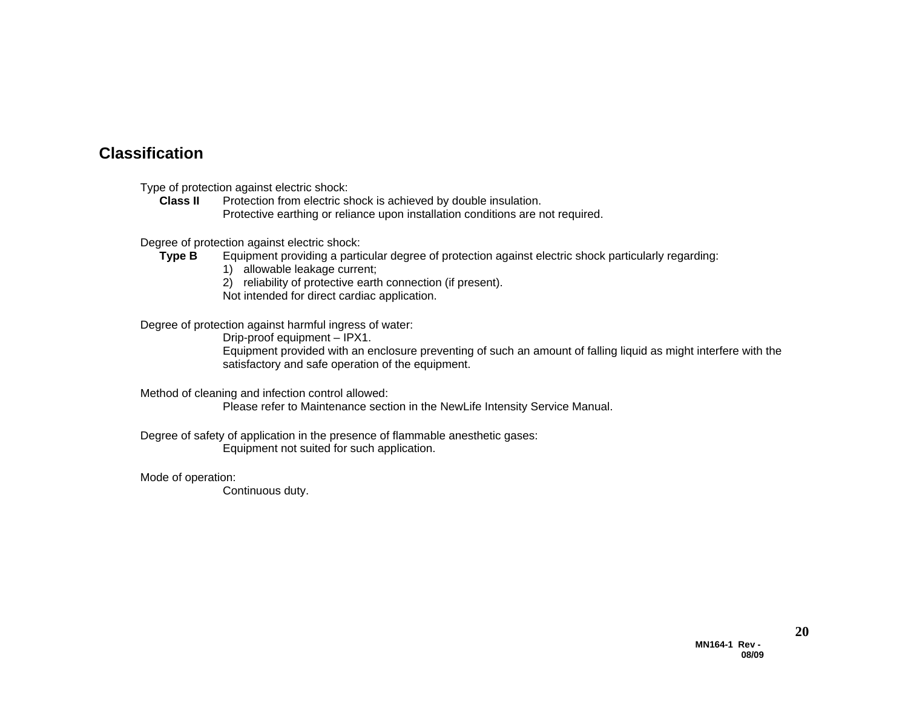## Classification

Type of protection against electric shock:

**Class II** Protection from electric shock is achieved by double insulation.
Protective earthing or reliance upon installation conditions are not required.

Degree of protection against electric shock:

**Type B** Equipment providing a particular degree of protection against electric shock particularly regarding:

1) allowable leakage current;
2) reliability of protective earth connection (if present).

Not intended for direct cardiac application.

Degree of protection against harmful ingress of water:

Drip-proof equipment – IPX1.
Equipment provided with an enclosure preventing of such an amount of falling liquid as might interfere with the satisfactory and safe operation of the equipment.

Method of cleaning and infection control allowed:

Please refer to Maintenance section in the NewLife Intensity Service Manual.

Degree of safety of application in the presence of flammable anesthetic gases:

Equipment not suited for such application.

Mode of operation:

Continuous duty.

MN164-1 Rev - 08/09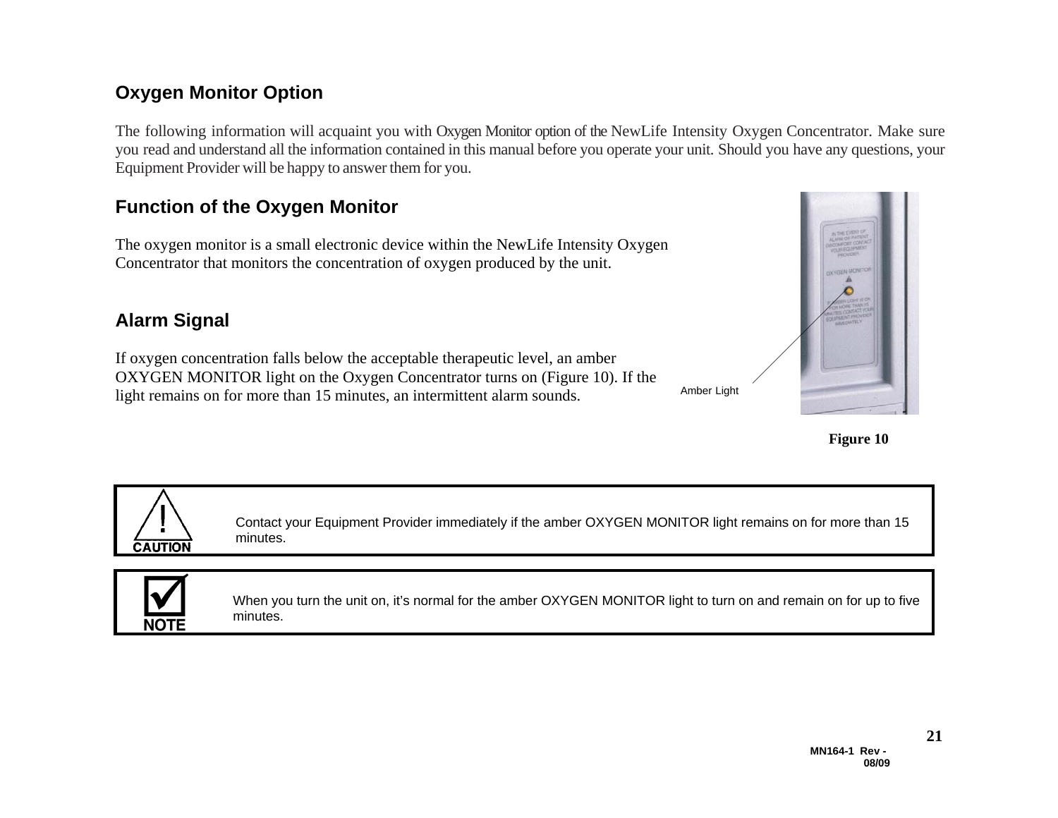## Oxygen Monitor Option

The following information will acquaint you with Oxygen Monitor option of the NewLife Intensity Oxygen Concentrator. Make sure you read and understand all the information contained in this manual before you operate your unit. Should you have any questions, your Equipment Provider will be happy to answer them for you.

## Function of the Oxygen Monitor

The oxygen monitor is a small electronic device within the NewLife Intensity Oxygen Concentrator that monitors the concentration of oxygen produced by the unit.

## Alarm Signal

If oxygen concentration falls below the acceptable therapeutic level, an amber OXYGEN MONITOR light on the Oxygen Concentrator turns on (Figure 10). If the light remains on for more than 15 minutes, an intermittent alarm sounds.

Amber Light

**Figure 10**

**CAUTION**

Contact your Equipment Provider immediately if the amber OXYGEN MONITOR light remains on for more than 15 minutes.

**NOTE**

When you turn the unit on, it's normal for the amber OXYGEN MONITOR light to turn on and remain on for up to five minutes.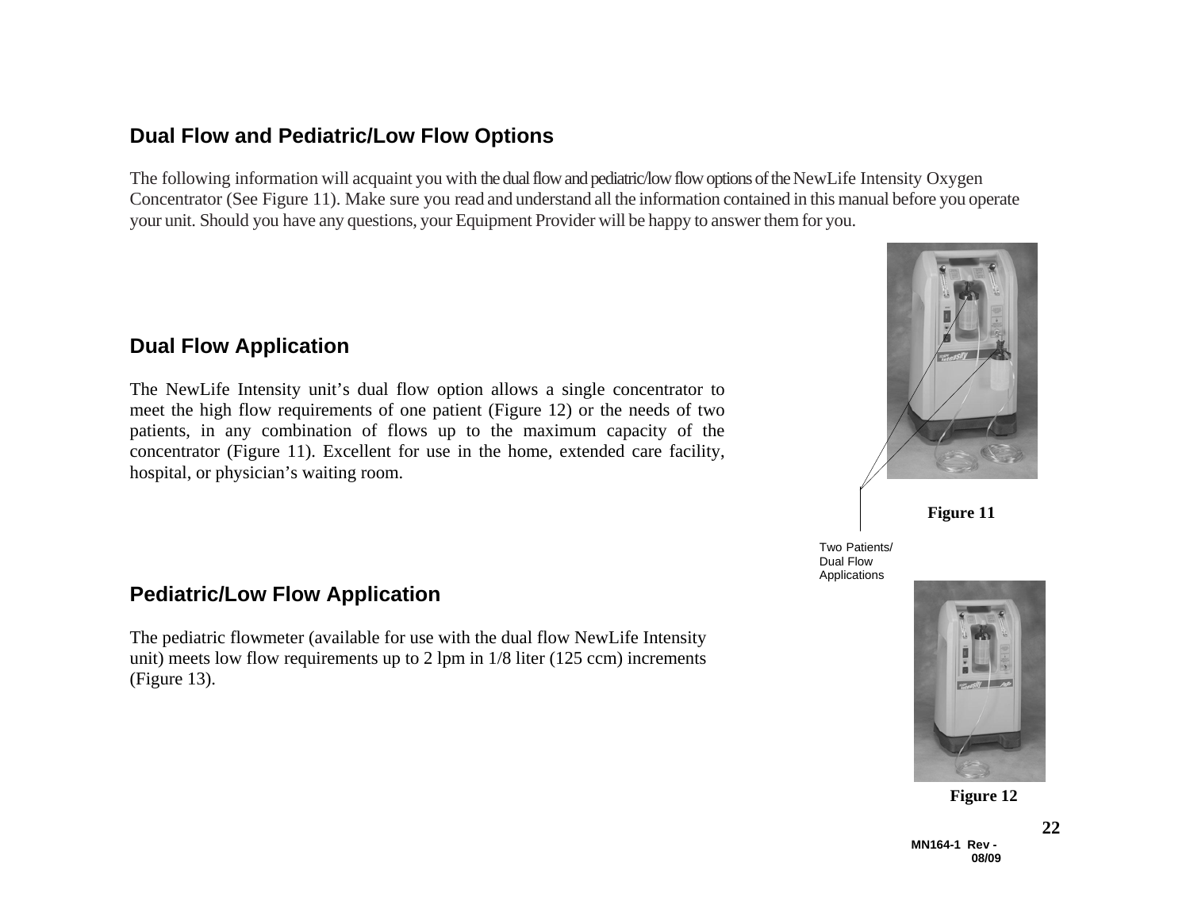## Dual Flow and Pediatric/Low Flow Options

The following information will acquaint you with the dual flow and pediatric/low flow options of the NewLife Intensity Oxygen Concentrator (See Figure 11). Make sure you read and understand all the information contained in this manual before you operate your unit. Should you have any questions, your Equipment Provider will be happy to answer them for you.

## Dual Flow Application

The NewLife Intensity unit's dual flow option allows a single concentrator to meet the high flow requirements of one patient (Figure 12) or the needs of two patients, in any combination of flows up to the maximum capacity of the concentrator (Figure 11). Excellent for use in the home, extended care facility, hospital, or physician's waiting room.

Figure 11

Two Patients/ Dual Flow Applications

## Pediatric/Low Flow Application

The pediatric flowmeter (available for use with the dual flow NewLife Intensity unit) meets low flow requirements up to 2 lpm in 1/8 liter (125 ccm) increments (Figure 13).

Figure 12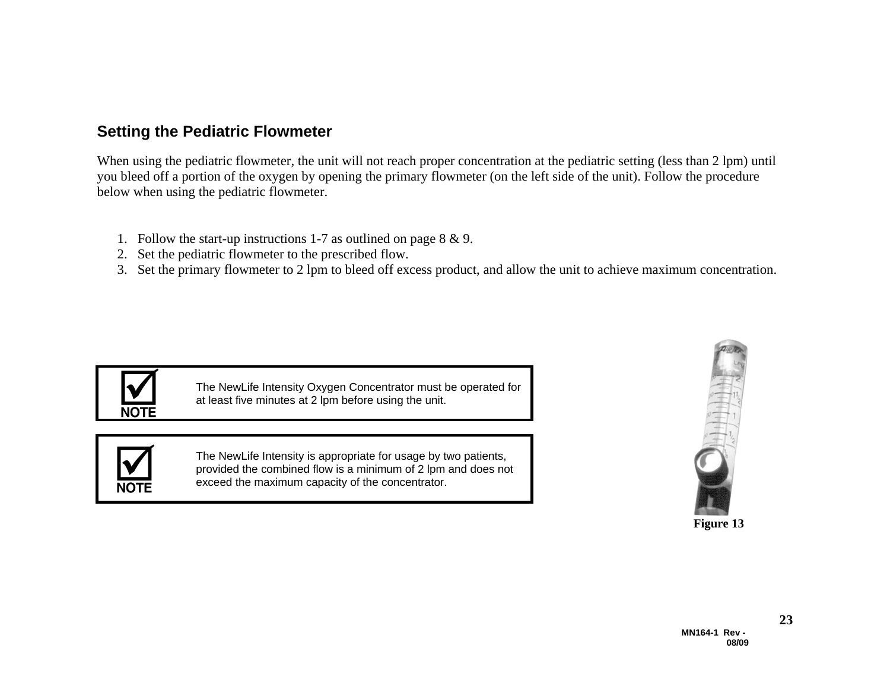## Setting the Pediatric Flowmeter

When using the pediatric flowmeter, the unit will not reach proper concentration at the pediatric setting (less than 2 lpm) until you bleed off a portion of the oxygen by opening the primary flowmeter (on the left side of the unit). Follow the procedure below when using the pediatric flowmeter.

1. Follow the start-up instructions 1-7 as outlined on page 8 & 9.
2. Set the pediatric flowmeter to the prescribed flow.
3. Set the primary flowmeter to 2 lpm to bleed off excess product, and allow the unit to achieve maximum concentration.

**NOTE:** The NewLife Intensity Oxygen Concentrator must be operated for at least five minutes at 2 lpm before using the unit.

**NOTE:** The NewLife Intensity is appropriate for usage by two patients, provided the combined flow is a minimum of 2 lpm and does not exceed the maximum capacity of the concentrator.

**Figure 13**

MN164-1 Rev - 08/09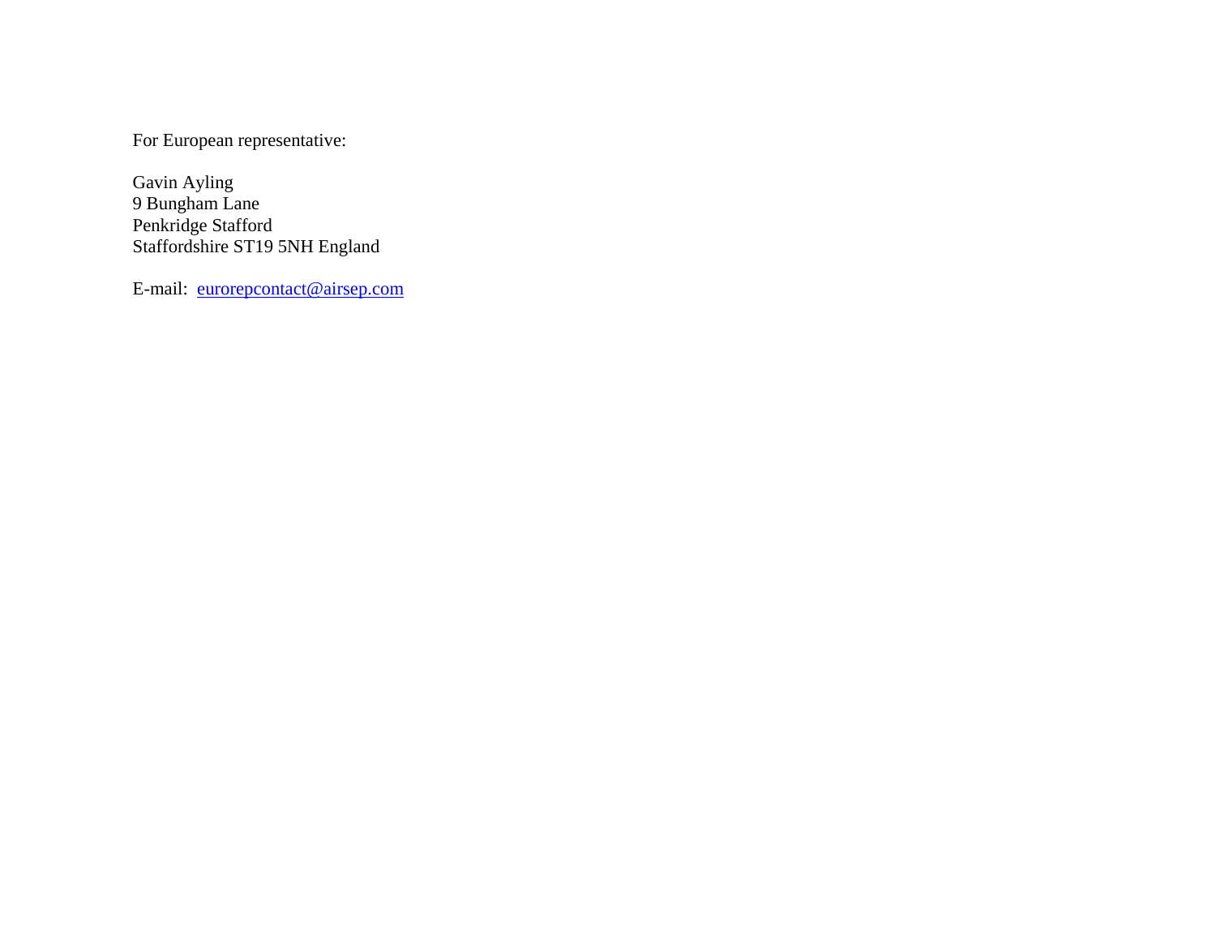For European representative:

Gavin Ayling
9 Bungham Lane
Penkridge Stafford
Staffordshire ST19 5NH England

E-mail: eurorepcontact@airsep.com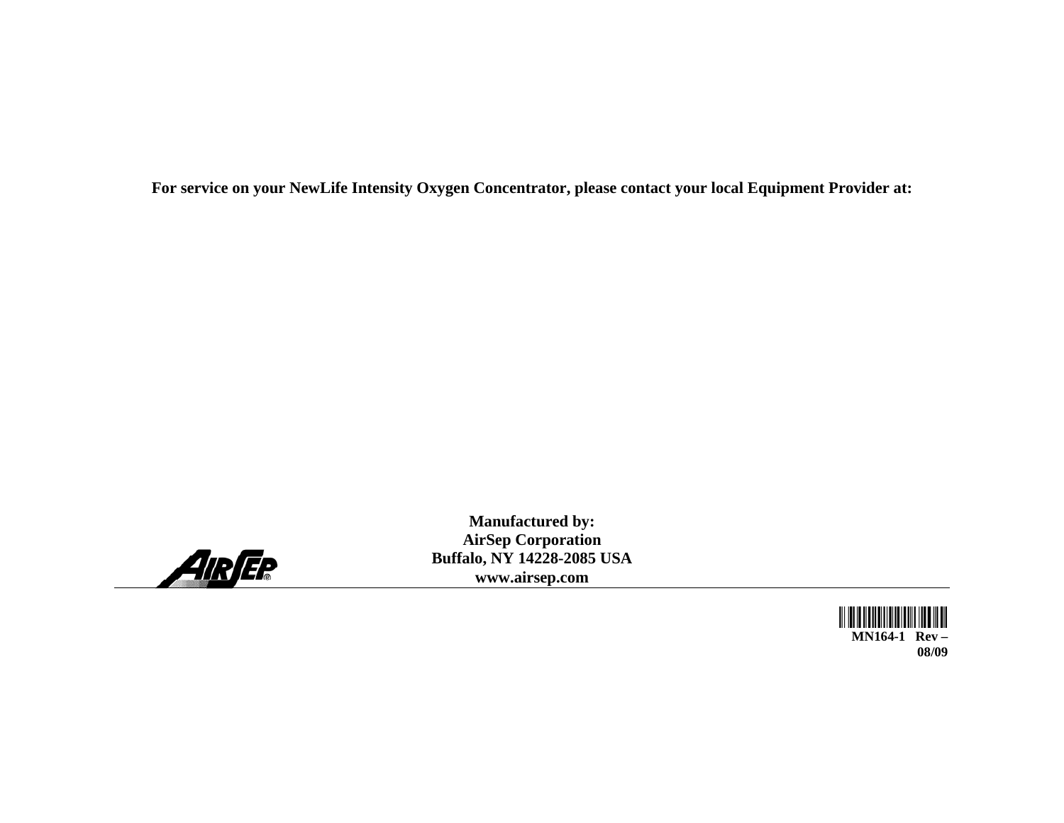**For service on your NewLife Intensity Oxygen Concentrator, please contact your local Equipment Provider at:**

**Manufactured by:**
**AirSep Corporation**
**Buffalo, NY 14228-2085 USA**
**www.airsep.com**

**MN164-1 Rev – 08/09**